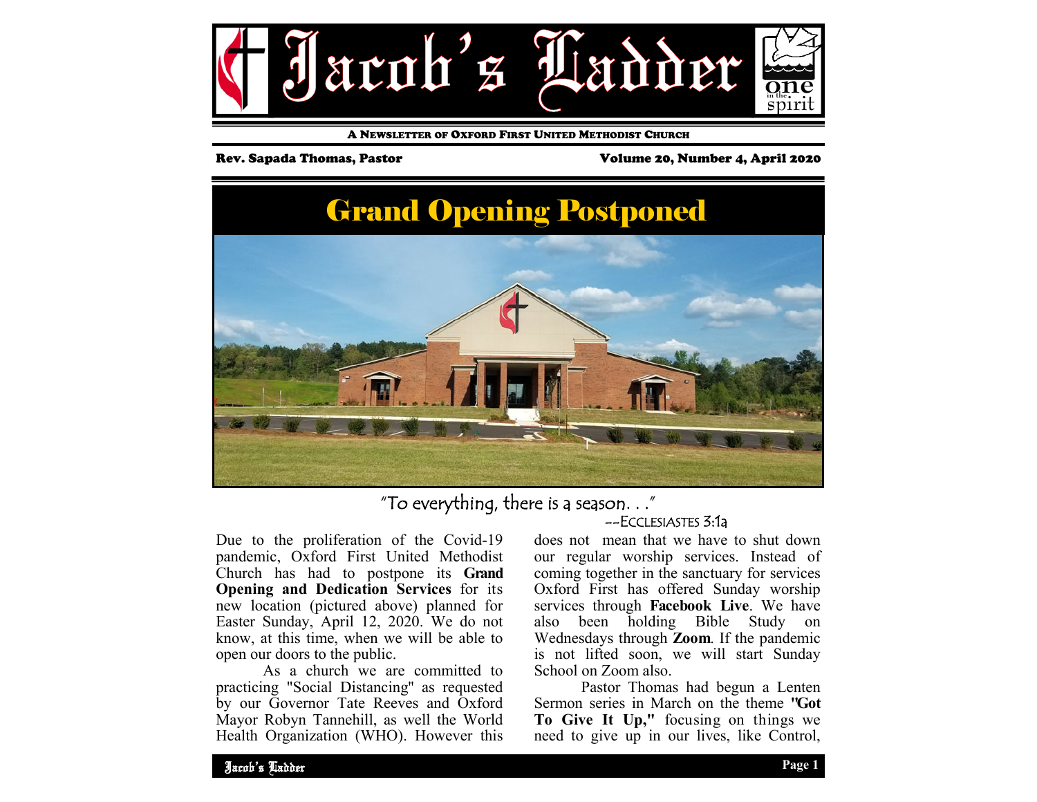# Jacob's Ladder

A NEWSLETTER OF OXFORD FIRST UNITED METHODIST CHURCH

Rev. Sapada Thomas, Pastor

Volume 20, Number 4, April 2020

## Grand Opening Postponed

"To everything, there is a season. . ."

--ECCLESIASTES 3:1a

Due to the proliferation of the Covid-19 pandemic, Oxford First United Methodist Church has had to postpone its **Grand Opening and Dedication Services** for its new location (pictured above) planned for Easter Sunday, April 12, 2020. We do not know, at this time, when we will be able to open our doors to the public.

As a church we are committed to practicing "Social Distancing" as requested by our Governor Tate Reeves and Oxford Mayor Robyn Tannehill, as well the World Health Organization (WHO). However this does not mean that we have to shut down our regular worship services. Instead of coming together in the sanctuary for services Oxford First has offered Sunday worship services through **Facebook Live**. We have also been holding Bible Study on Wednesdays through **Zoom**. If the pandemic is not lifted soon, we will start Sunday School on Zoom also.

Pastor Thomas had begun a Lenten Sermon series in March on the theme **"Got To Give It Up,"** focusing on things we need to give up in our lives, like Control,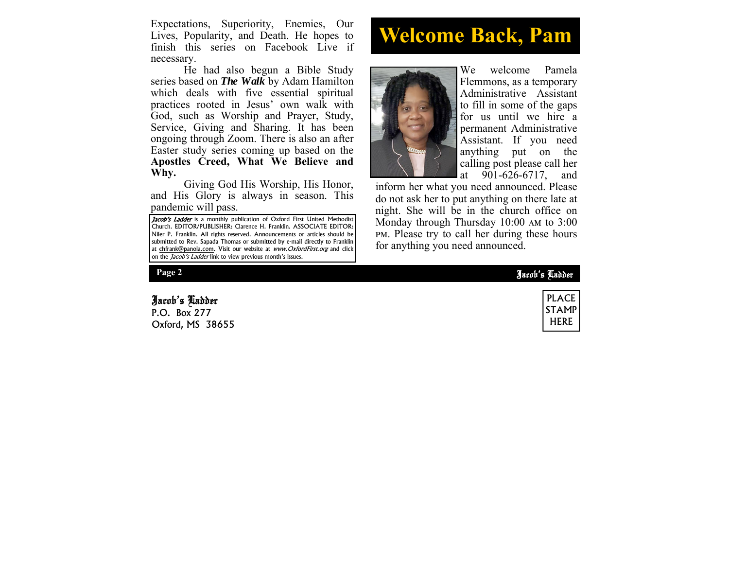Expectations, Superiority, Enemies, Our Lives, Popularity, and Death. He hopes to finish this series on Facebook Live if necessary.

He had also begun a Bible Study series based on ***The Walk*** by Adam Hamilton which deals with five essential spiritual practices rooted in Jesus' own walk with God, such as Worship and Prayer, Study, Service, Giving and Sharing. It has been ongoing through Zoom. There is also an after Easter study series coming up based on the **Apostles Creed, What We Believe and Why.**

Giving God His Worship, His Honor, and His Glory is always in season. This pandemic will pass.

*Jacob's Ladder* is a monthly publication of Oxford First United Methodist Church. EDITOR/PUBLISHER: Clarence H. Franklin. ASSOCIATE EDITOR: Niler P. Franklin. All rights reserved. Announcements or articles should be submitted to Rev. Sapada Thomas or submitted by e-mail directly to Franklin at chfrank@panola.com. Visit our website at *www.OxfordFirst.org* and click on the *Jacob's Ladder* link to view previous month's issues.

# Welcome Back, Pam

We welcome Pamela Flemmons, as a temporary Administrative Assistant to fill in some of the gaps for us until we hire a permanent Administrative Assistant. If you need anything put on the calling post please call her at 901-626-6717, and inform her what you need announced. Please do not ask her to put anything on there late at night. She will be in the church office on Monday through Thursday 10:00 AM to 3:00 PM. Please try to call her during these hours for anything you need announced.

Jacob's Ladder
P.O. Box 277
Oxford, MS 38655

PLACE
STAMP
HERE